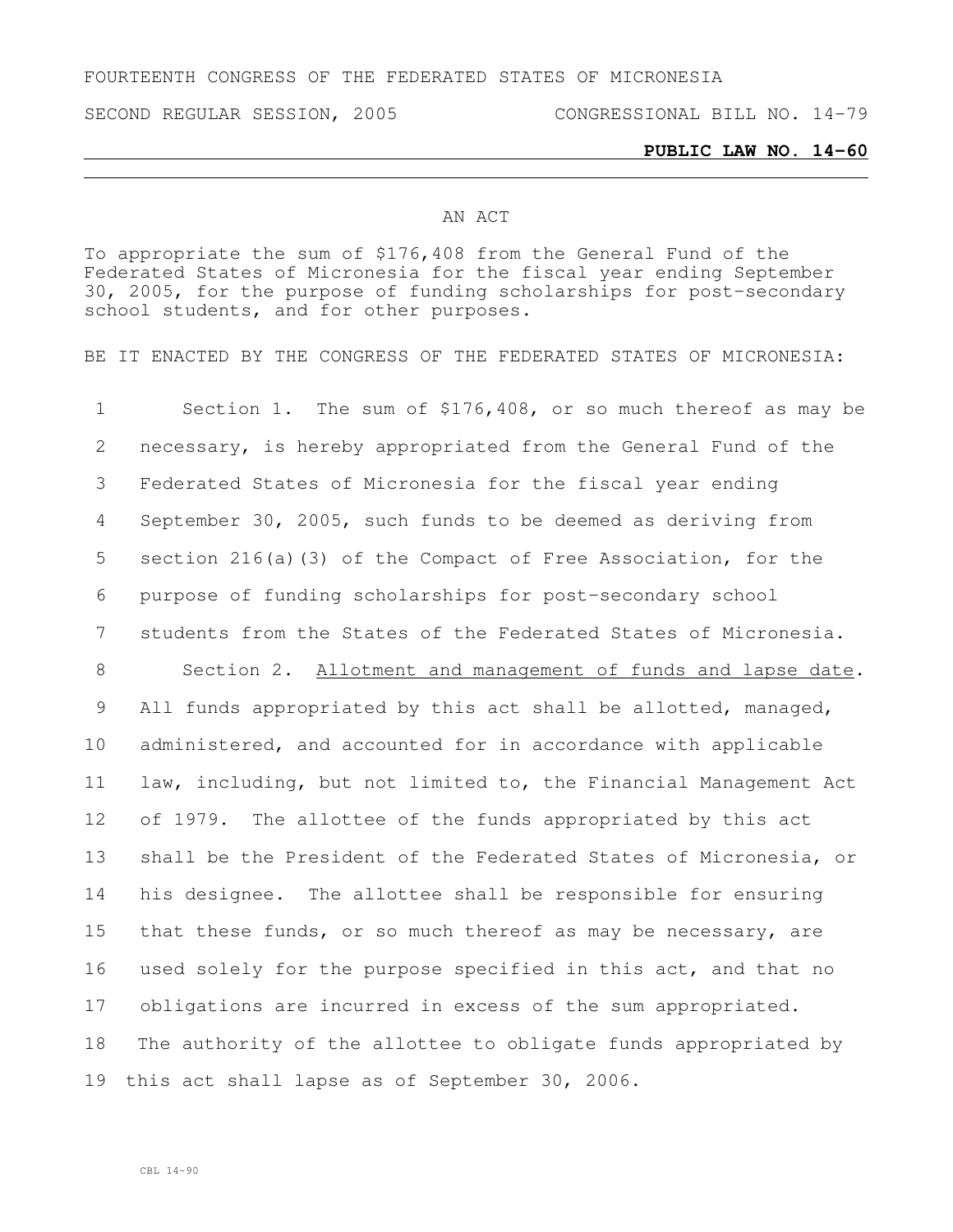FOURTEENTH CONGRESS OF THE FEDERATED STATES OF MICRONESIA

SECOND REGULAR SESSION, 2005 CONGRESSIONAL BILL NO. 14-79

**PUBLIC LAW NO. 14-60**

AN ACT

To appropriate the sum of $176,408 from the General Fund of the Federated States of Micronesia for the fiscal year ending September 30, 2005, for the purpose of funding scholarships for post-secondary school students, and for other purposes.

BE IT ENACTED BY THE CONGRESS OF THE FEDERATED STATES OF MICRONESIA:

Section 1. The sum of $176,408, or so much thereof as may be necessary, is hereby appropriated from the General Fund of the Federated States of Micronesia for the fiscal year ending September 30, 2005, such funds to be deemed as deriving from section 216(a)(3) of the Compact of Free Association, for the purpose of funding scholarships for post-secondary school students from the States of the Federated States of Micronesia.

Section 2. Allotment and management of funds and lapse date. All funds appropriated by this act shall be allotted, managed, administered, and accounted for in accordance with applicable law, including, but not limited to, the Financial Management Act of 1979. The allottee of the funds appropriated by this act shall be the President of the Federated States of Micronesia, or his designee. The allottee shall be responsible for ensuring that these funds, or so much thereof as may be necessary, are used solely for the purpose specified in this act, and that no obligations are incurred in excess of the sum appropriated. The authority of the allottee to obligate funds appropriated by this act shall lapse as of September 30, 2006.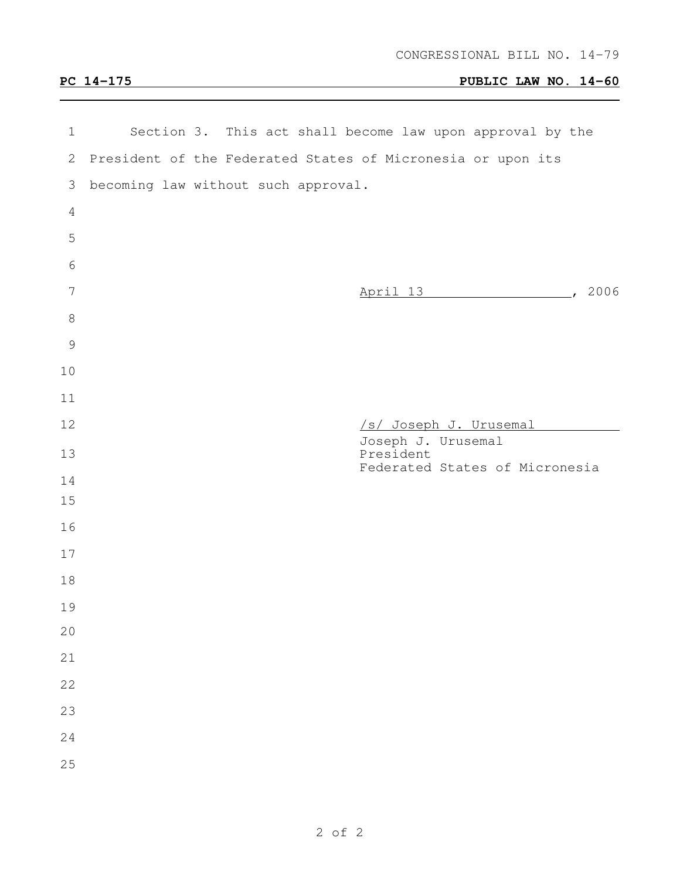CONGRESSIONAL BILL NO. 14-79

**PC 14-175** **PUBLIC LAW NO. 14-60**

Section 3. This act shall become law upon approval by the President of the Federated States of Micronesia or upon its becoming law without such approval.

April 13, 2006

/s/ Joseph J. Urusemal
Joseph J. Urusemal
President
Federated States of Micronesia